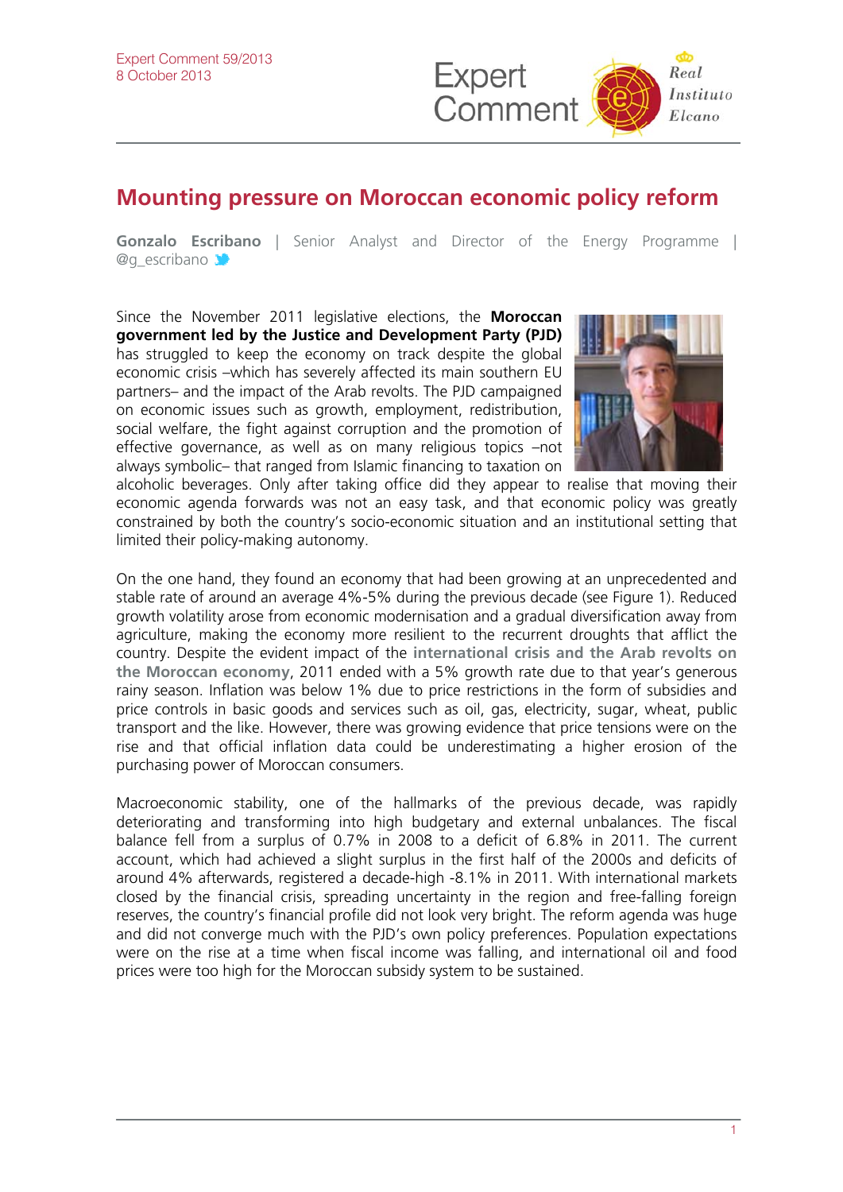Expert Comment 59/2013
8 October 2013

# Mounting pressure on Moroccan economic policy reform

**Gonzalo Escribano** | Senior Analyst and Director of the Energy Programme | @g_escribano

Since the November 2011 legislative elections, the **Moroccan government led by the Justice and Development Party (PJD)** has struggled to keep the economy on track despite the global economic crisis –which has severely affected its main southern EU partners– and the impact of the Arab revolts. The PJD campaigned on economic issues such as growth, employment, redistribution, social welfare, the fight against corruption and the promotion of effective governance, as well as on many religious topics –not always symbolic– that ranged from Islamic financing to taxation on alcoholic beverages. Only after taking office did they appear to realise that moving their economic agenda forwards was not an easy task, and that economic policy was greatly constrained by both the country's socio-economic situation and an institutional setting that limited their policy-making autonomy.

On the one hand, they found an economy that had been growing at an unprecedented and stable rate of around an average 4%-5% during the previous decade (see Figure 1). Reduced growth volatility arose from economic modernisation and a gradual diversification away from agriculture, making the economy more resilient to the recurrent droughts that afflict the country. Despite the evident impact of the **international crisis and the Arab revolts on the Moroccan economy**, 2011 ended with a 5% growth rate due to that year's generous rainy season. Inflation was below 1% due to price restrictions in the form of subsidies and price controls in basic goods and services such as oil, gas, electricity, sugar, wheat, public transport and the like. However, there was growing evidence that price tensions were on the rise and that official inflation data could be underestimating a higher erosion of the purchasing power of Moroccan consumers.

Macroeconomic stability, one of the hallmarks of the previous decade, was rapidly deteriorating and transforming into high budgetary and external unbalances. The fiscal balance fell from a surplus of 0.7% in 2008 to a deficit of 6.8% in 2011. The current account, which had achieved a slight surplus in the first half of the 2000s and deficits of around 4% afterwards, registered a decade-high -8.1% in 2011. With international markets closed by the financial crisis, spreading uncertainty in the region and free-falling foreign reserves, the country's financial profile did not look very bright. The reform agenda was huge and did not converge much with the PJD's own policy preferences. Population expectations were on the rise at a time when fiscal income was falling, and international oil and food prices were too high for the Moroccan subsidy system to be sustained.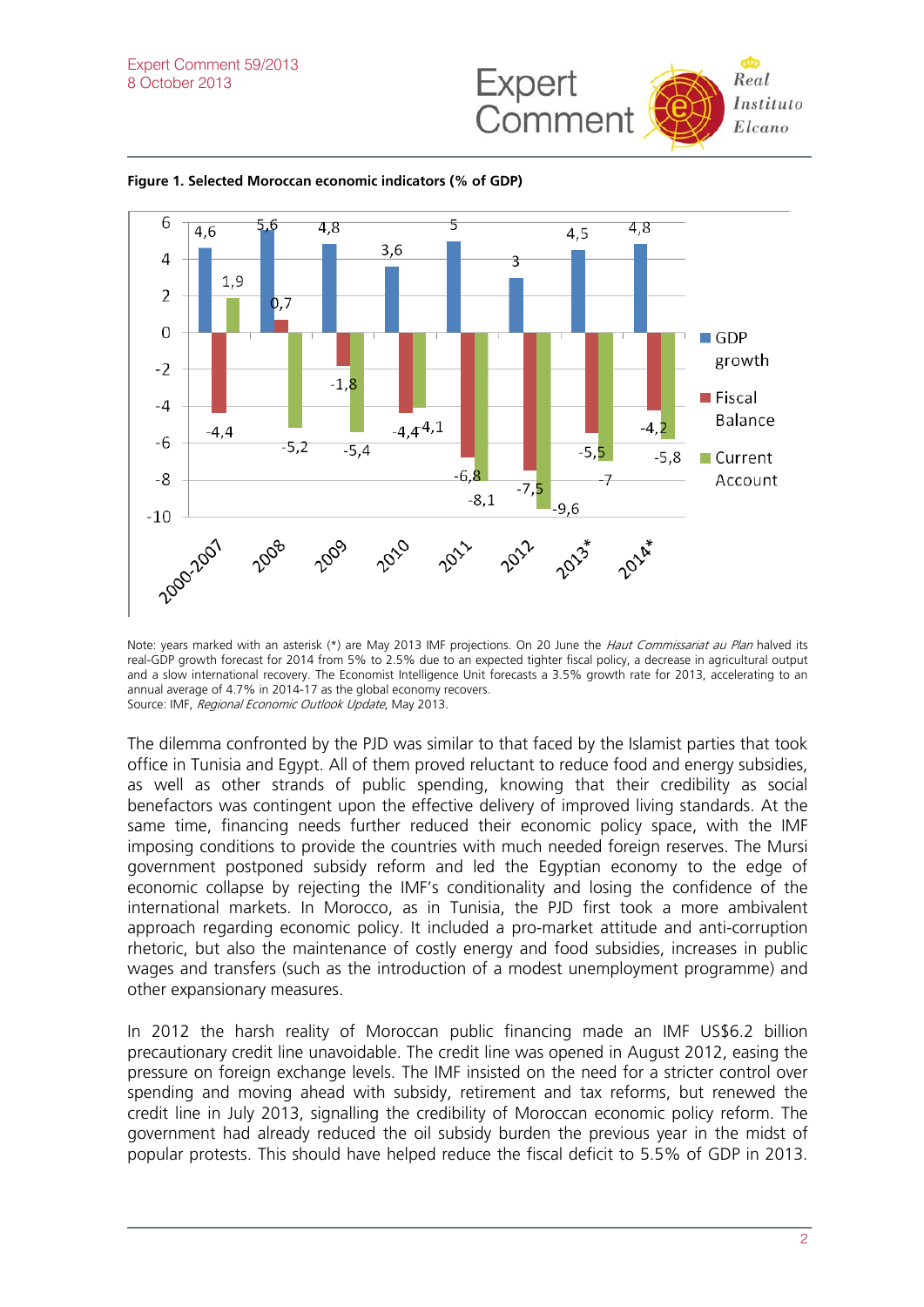**Figure 1. Selected Moroccan economic indicators (% of GDP)**

| | 2000-2007 | 2008 | 2009 | 2010 | 2011 | 2012 | 2013* | 2014* |
|---|---|---|---|---|---|---|---|---|
| GDP growth | 4,6 | 5,6 | 4,8 | 3,6 | 5 | 3 | 4,5 | 4,8 |
| Fiscal Balance | -4,4 | 0,7 | -1,8 | -4,4 | -6,8 | -7,5 | -5,5 | -4,2 |
| Current Account | 1,9 | -5,2 | -5,4 | -4,1 | -8,1 | -9,6 | -7 | -5,8 |

Note: years marked with an asterisk (*) are May 2013 IMF projections. On 20 June the *Haut Commissariat au Plan* halved its real-GDP growth forecast for 2014 from 5% to 2.5% due to an expected tighter fiscal policy, a decrease in agricultural output and a slow international recovery. The Economist Intelligence Unit forecasts a 3.5% growth rate for 2013, accelerating to an annual average of 4.7% in 2014-17 as the global economy recovers.
Source: IMF, *Regional Economic Outlook Update*, May 2013.

The dilemma confronted by the PJD was similar to that faced by the Islamist parties that took office in Tunisia and Egypt. All of them proved reluctant to reduce food and energy subsidies, as well as other strands of public spending, knowing that their credibility as social benefactors was contingent upon the effective delivery of improved living standards. At the same time, financing needs further reduced their economic policy space, with the IMF imposing conditions to provide the countries with much needed foreign reserves. The Mursi government postponed subsidy reform and led the Egyptian economy to the edge of economic collapse by rejecting the IMF's conditionality and losing the confidence of the international markets. In Morocco, as in Tunisia, the PJD first took a more ambivalent approach regarding economic policy. It included a pro-market attitude and anti-corruption rhetoric, but also the maintenance of costly energy and food subsidies, increases in public wages and transfers (such as the introduction of a modest unemployment programme) and other expansionary measures.

In 2012 the harsh reality of Moroccan public financing made an IMF US$6.2 billion precautionary credit line unavoidable. The credit line was opened in August 2012, easing the pressure on foreign exchange levels. The IMF insisted on the need for a stricter control over spending and moving ahead with subsidy, retirement and tax reforms, but renewed the credit line in July 2013, signalling the credibility of Moroccan economic policy reform. The government had already reduced the oil subsidy burden the previous year in the midst of popular protests. This should have helped reduce the fiscal deficit to 5.5% of GDP in 2013.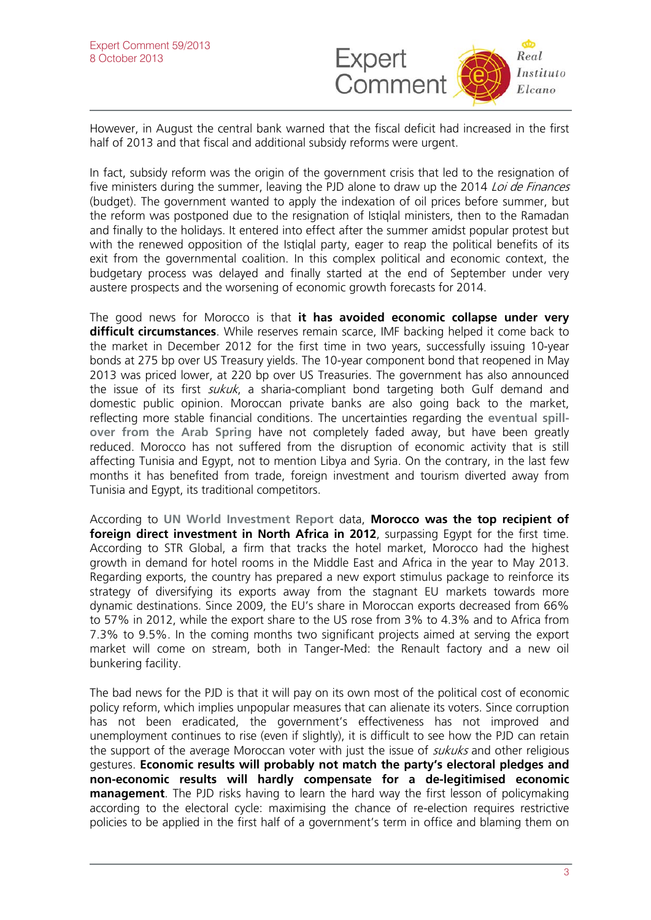However, in August the central bank warned that the fiscal deficit had increased in the first half of 2013 and that fiscal and additional subsidy reforms were urgent.

In fact, subsidy reform was the origin of the government crisis that led to the resignation of five ministers during the summer, leaving the PJD alone to draw up the 2014 *Loi de Finances* (budget). The government wanted to apply the indexation of oil prices before summer, but the reform was postponed due to the resignation of Istiqlal ministers, then to the Ramadan and finally to the holidays. It entered into effect after the summer amidst popular protest but with the renewed opposition of the Istiqlal party, eager to reap the political benefits of its exit from the governmental coalition. In this complex political and economic context, the budgetary process was delayed and finally started at the end of September under very austere prospects and the worsening of economic growth forecasts for 2014.

The good news for Morocco is that **it has avoided economic collapse under very difficult circumstances**. While reserves remain scarce, IMF backing helped it come back to the market in December 2012 for the first time in two years, successfully issuing 10-year bonds at 275 bp over US Treasury yields. The 10-year component bond that reopened in May 2013 was priced lower, at 220 bp over US Treasuries. The government has also announced the issue of its first *sukuk*, a sharia-compliant bond targeting both Gulf demand and domestic public opinion. Moroccan private banks are also going back to the market, reflecting more stable financial conditions. The uncertainties regarding the **eventual spill-over from the Arab Spring** have not completely faded away, but have been greatly reduced. Morocco has not suffered from the disruption of economic activity that is still affecting Tunisia and Egypt, not to mention Libya and Syria. On the contrary, in the last few months it has benefited from trade, foreign investment and tourism diverted away from Tunisia and Egypt, its traditional competitors.

According to **UN World Investment Report** data, **Morocco was the top recipient of foreign direct investment in North Africa in 2012**, surpassing Egypt for the first time. According to STR Global, a firm that tracks the hotel market, Morocco had the highest growth in demand for hotel rooms in the Middle East and Africa in the year to May 2013. Regarding exports, the country has prepared a new export stimulus package to reinforce its strategy of diversifying its exports away from the stagnant EU markets towards more dynamic destinations. Since 2009, the EU's share in Moroccan exports decreased from 66% to 57% in 2012, while the export share to the US rose from 3% to 4.3% and to Africa from 7.3% to 9.5%. In the coming months two significant projects aimed at serving the export market will come on stream, both in Tanger-Med: the Renault factory and a new oil bunkering facility.

The bad news for the PJD is that it will pay on its own most of the political cost of economic policy reform, which implies unpopular measures that can alienate its voters. Since corruption has not been eradicated, the government's effectiveness has not improved and unemployment continues to rise (even if slightly), it is difficult to see how the PJD can retain the support of the average Moroccan voter with just the issue of *sukuks* and other religious gestures. **Economic results will probably not match the party's electoral pledges and non-economic results will hardly compensate for a de-legitimised economic management**. The PJD risks having to learn the hard way the first lesson of policymaking according to the electoral cycle: maximising the chance of re-election requires restrictive policies to be applied in the first half of a government's term in office and blaming them on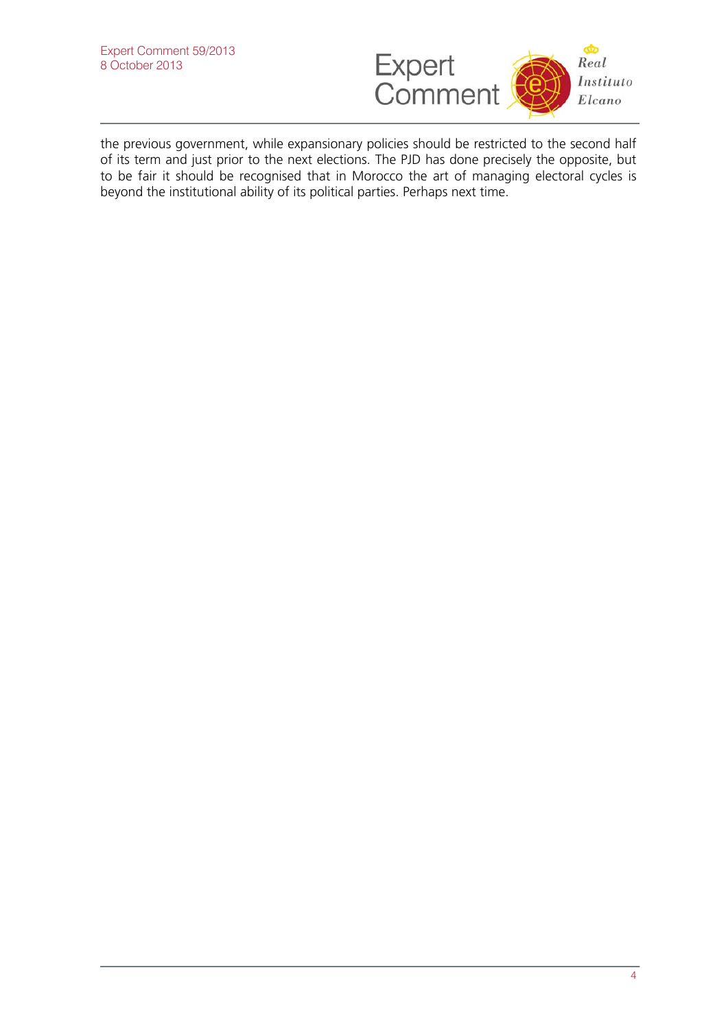the previous government, while expansionary policies should be restricted to the second half of its term and just prior to the next elections. The PJD has done precisely the opposite, but to be fair it should be recognised that in Morocco the art of managing electoral cycles is beyond the institutional ability of its political parties. Perhaps next time.